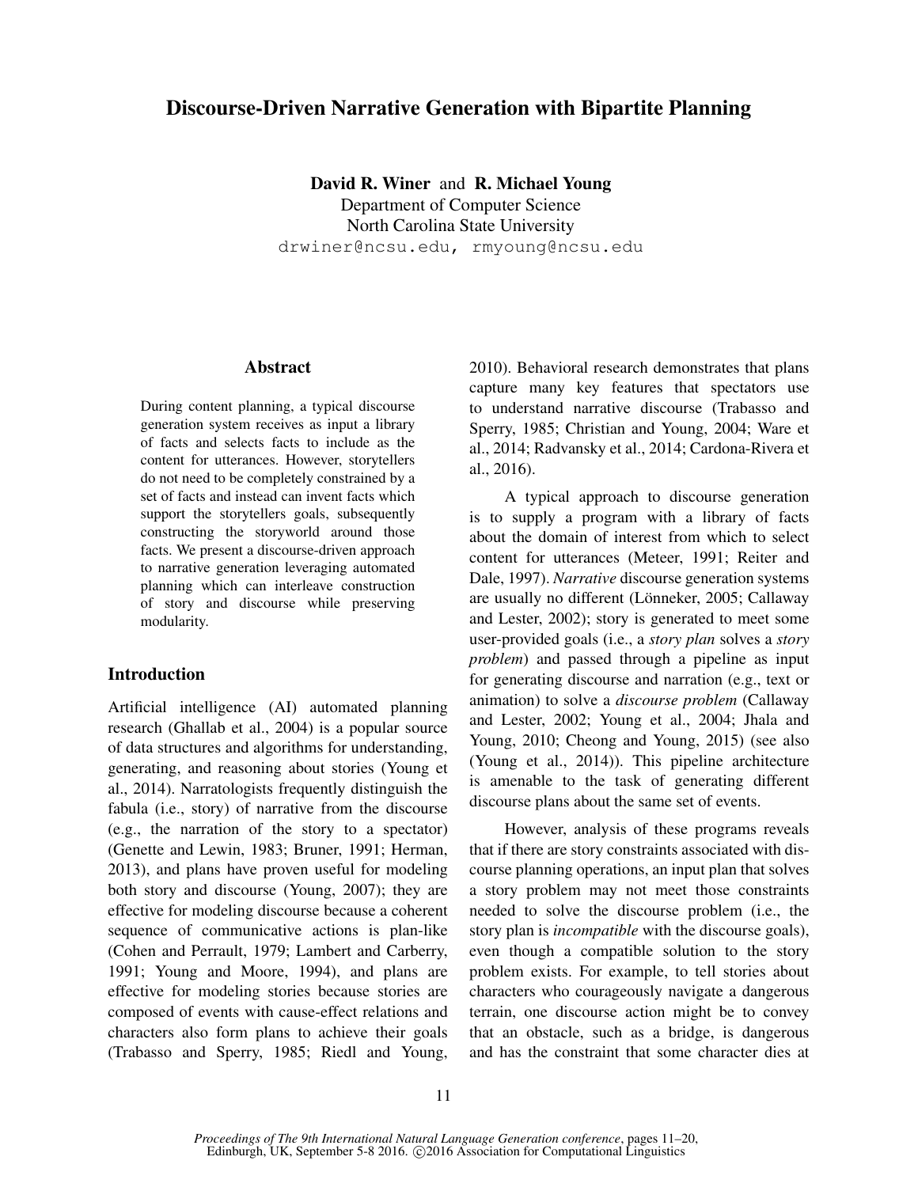# Discourse-Driven Narrative Generation with Bipartite Planning

**David R. Winer** and **R. Michael Young**
Department of Computer Science
North Carolina State University
drwiner@ncsu.edu, rmyoung@ncsu.edu

## Abstract

During content planning, a typical discourse generation system receives as input a library of facts and selects facts to include as the content for utterances. However, storytellers do not need to be completely constrained by a set of facts and instead can invent facts which support the storytellers goals, subsequently constructing the storyworld around those facts. We present a discourse-driven approach to narrative generation leveraging automated planning which can interleave construction of story and discourse while preserving modularity.

## Introduction

Artificial intelligence (AI) automated planning research (Ghallab et al., 2004) is a popular source of data structures and algorithms for understanding, generating, and reasoning about stories (Young et al., 2014). Narratologists frequently distinguish the fabula (i.e., story) of narrative from the discourse (e.g., the narration of the story to a spectator) (Genette and Lewin, 1983; Bruner, 1991; Herman, 2013), and plans have proven useful for modeling both story and discourse (Young, 2007); they are effective for modeling discourse because a coherent sequence of communicative actions is plan-like (Cohen and Perrault, 1979; Lambert and Carberry, 1991; Young and Moore, 1994), and plans are effective for modeling stories because stories are composed of events with cause-effect relations and characters also form plans to achieve their goals (Trabasso and Sperry, 1985; Riedl and Young, 2010). Behavioral research demonstrates that plans capture many key features that spectators use to understand narrative discourse (Trabasso and Sperry, 1985; Christian and Young, 2004; Ware et al., 2014; Radvansky et al., 2014; Cardona-Rivera et al., 2016).

A typical approach to discourse generation is to supply a program with a library of facts about the domain of interest from which to select content for utterances (Meteer, 1991; Reiter and Dale, 1997). *Narrative* discourse generation systems are usually no different (Lönneker, 2005; Callaway and Lester, 2002); story is generated to meet some user-provided goals (i.e., a *story plan* solves a *story problem*) and passed through a pipeline as input for generating discourse and narration (e.g., text or animation) to solve a *discourse problem* (Callaway and Lester, 2002; Young et al., 2004; Jhala and Young, 2010; Cheong and Young, 2015) (see also (Young et al., 2014)). This pipeline architecture is amenable to the task of generating different discourse plans about the same set of events.

However, analysis of these programs reveals that if there are story constraints associated with discourse planning operations, an input plan that solves a story problem may not meet those constraints needed to solve the discourse problem (i.e., the story plan is *incompatible* with the discourse goals), even though a compatible solution to the story problem exists. For example, to tell stories about characters who courageously navigate a dangerous terrain, one discourse action might be to convey that an obstacle, such as a bridge, is dangerous and has the constraint that some character dies at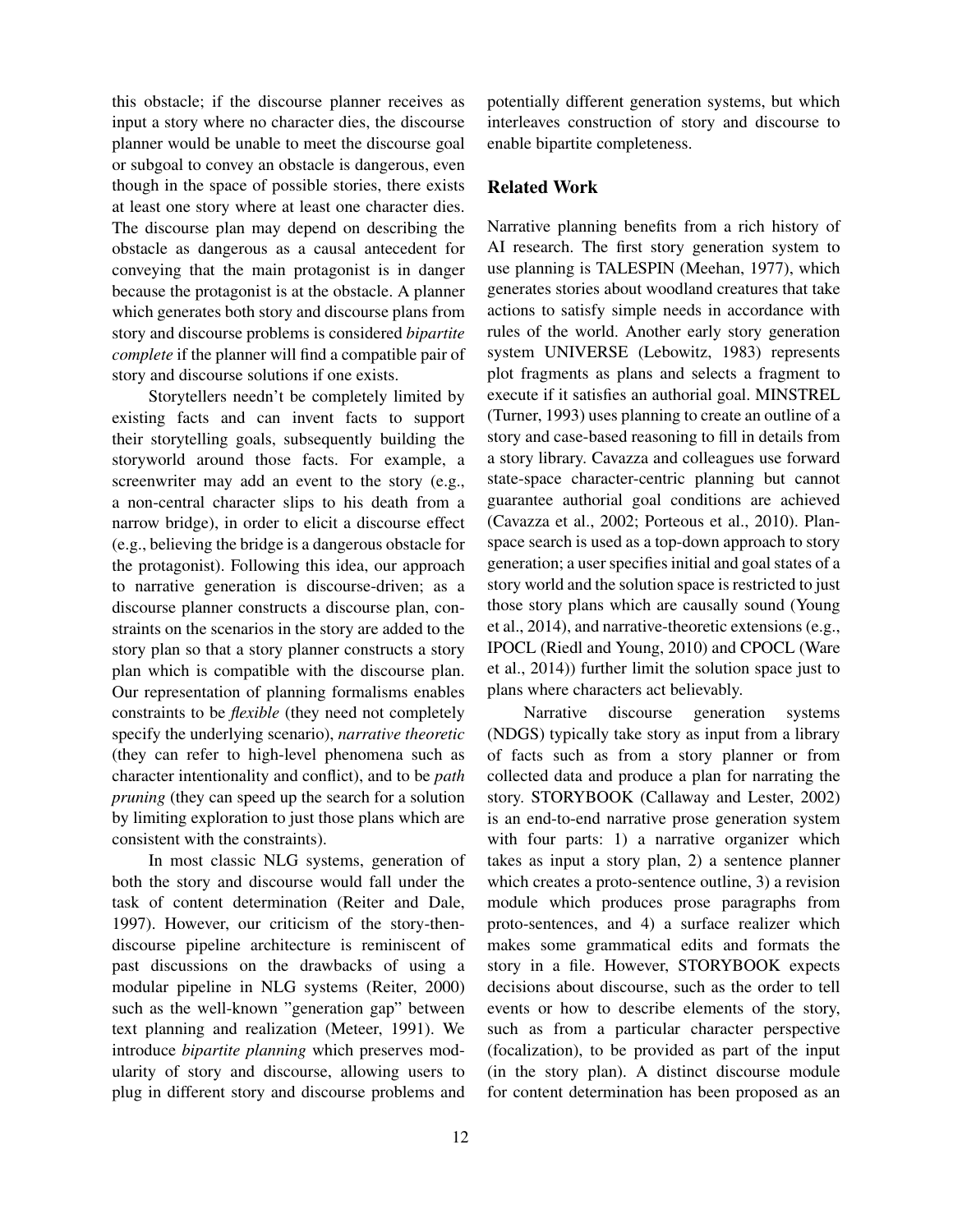this obstacle; if the discourse planner receives as input a story where no character dies, the discourse planner would be unable to meet the discourse goal or subgoal to convey an obstacle is dangerous, even though in the space of possible stories, there exists at least one story where at least one character dies. The discourse plan may depend on describing the obstacle as dangerous as a causal antecedent for conveying that the main protagonist is in danger because the protagonist is at the obstacle. A planner which generates both story and discourse plans from story and discourse problems is considered *bipartite complete* if the planner will find a compatible pair of story and discourse solutions if one exists.

Storytellers needn't be completely limited by existing facts and can invent facts to support their storytelling goals, subsequently building the storyworld around those facts. For example, a screenwriter may add an event to the story (e.g., a non-central character slips to his death from a narrow bridge), in order to elicit a discourse effect (e.g., believing the bridge is a dangerous obstacle for the protagonist). Following this idea, our approach to narrative generation is discourse-driven; as a discourse planner constructs a discourse plan, constraints on the scenarios in the story are added to the story plan so that a story planner constructs a story plan which is compatible with the discourse plan. Our representation of planning formalisms enables constraints to be *flexible* (they need not completely specify the underlying scenario), *narrative theoretic* (they can refer to high-level phenomena such as character intentionality and conflict), and to be *path pruning* (they can speed up the search for a solution by limiting exploration to just those plans which are consistent with the constraints).

In most classic NLG systems, generation of both the story and discourse would fall under the task of content determination (Reiter and Dale, 1997). However, our criticism of the story-then-discourse pipeline architecture is reminiscent of past discussions on the drawbacks of using a modular pipeline in NLG systems (Reiter, 2000) such as the well-known "generation gap" between text planning and realization (Meteer, 1991). We introduce *bipartite planning* which preserves modularity of story and discourse, allowing users to plug in different story and discourse problems and potentially different generation systems, but which interleaves construction of story and discourse to enable bipartite completeness.

## Related Work

Narrative planning benefits from a rich history of AI research. The first story generation system to use planning is TALESPIN (Meehan, 1977), which generates stories about woodland creatures that take actions to satisfy simple needs in accordance with rules of the world. Another early story generation system UNIVERSE (Lebowitz, 1983) represents plot fragments as plans and selects a fragment to execute if it satisfies an authorial goal. MINSTREL (Turner, 1993) uses planning to create an outline of a story and case-based reasoning to fill in details from a story library. Cavazza and colleagues use forward state-space character-centric planning but cannot guarantee authorial goal conditions are achieved (Cavazza et al., 2002; Porteous et al., 2010). Plan-space search is used as a top-down approach to story generation; a user specifies initial and goal states of a story world and the solution space is restricted to just those story plans which are causally sound (Young et al., 2014), and narrative-theoretic extensions (e.g., IPOCL (Riedl and Young, 2010) and CPOCL (Ware et al., 2014)) further limit the solution space just to plans where characters act believably.

Narrative discourse generation systems (NDGS) typically take story as input from a library of facts such as from a story planner or from collected data and produce a plan for narrating the story. STORYBOOK (Callaway and Lester, 2002) is an end-to-end narrative prose generation system with four parts: 1) a narrative organizer which takes as input a story plan, 2) a sentence planner which creates a proto-sentence outline, 3) a revision module which produces prose paragraphs from proto-sentences, and 4) a surface realizer which makes some grammatical edits and formats the story in a file. However, STORYBOOK expects decisions about discourse, such as the order to tell events or how to describe elements of the story, such as from a particular character perspective (focalization), to be provided as part of the input (in the story plan). A distinct discourse module for content determination has been proposed as an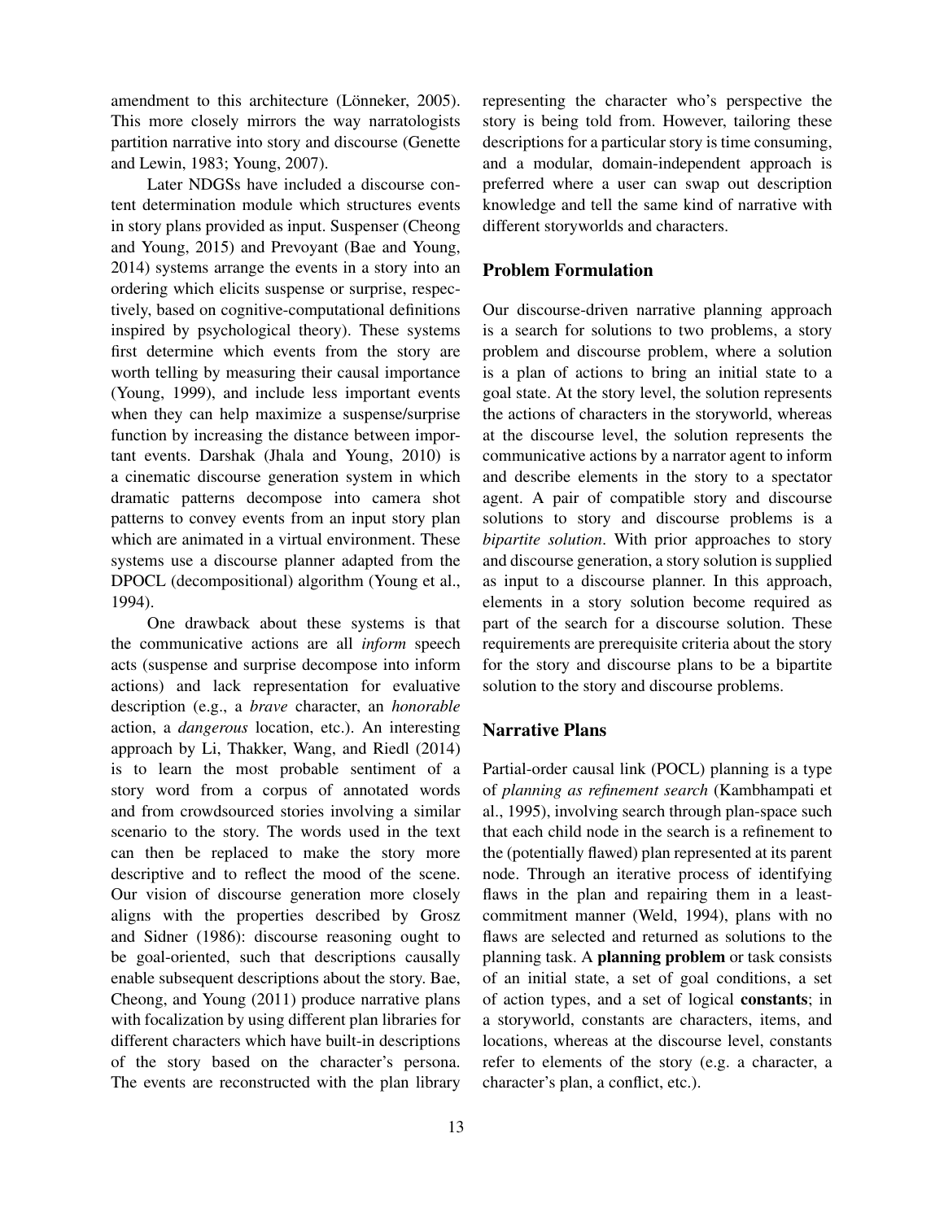amendment to this architecture (Lönneker, 2005). This more closely mirrors the way narratologists partition narrative into story and discourse (Genette and Lewin, 1983; Young, 2007).

Later NDGSs have included a discourse content determination module which structures events in story plans provided as input. Suspenser (Cheong and Young, 2015) and Prevoyant (Bae and Young, 2014) systems arrange the events in a story into an ordering which elicits suspense or surprise, respectively, based on cognitive-computational definitions inspired by psychological theory). These systems first determine which events from the story are worth telling by measuring their causal importance (Young, 1999), and include less important events when they can help maximize a suspense/surprise function by increasing the distance between important events. Darshak (Jhala and Young, 2010) is a cinematic discourse generation system in which dramatic patterns decompose into camera shot patterns to convey events from an input story plan which are animated in a virtual environment. These systems use a discourse planner adapted from the DPOCL (decompositional) algorithm (Young et al., 1994).

One drawback about these systems is that the communicative actions are all *inform* speech acts (suspense and surprise decompose into inform actions) and lack representation for evaluative description (e.g., a *brave* character, an *honorable* action, a *dangerous* location, etc.). An interesting approach by Li, Thakker, Wang, and Riedl (2014) is to learn the most probable sentiment of a story word from a corpus of annotated words and from crowdsourced stories involving a similar scenario to the story. The words used in the text can then be replaced to make the story more descriptive and to reflect the mood of the scene. Our vision of discourse generation more closely aligns with the properties described by Grosz and Sidner (1986): discourse reasoning ought to be goal-oriented, such that descriptions causally enable subsequent descriptions about the story. Bae, Cheong, and Young (2011) produce narrative plans with focalization by using different plan libraries for different characters which have built-in descriptions of the story based on the character's persona. The events are reconstructed with the plan library representing the character who's perspective the story is being told from. However, tailoring these descriptions for a particular story is time consuming, and a modular, domain-independent approach is preferred where a user can swap out description knowledge and tell the same kind of narrative with different storyworlds and characters.

## Problem Formulation

Our discourse-driven narrative planning approach is a search for solutions to two problems, a story problem and discourse problem, where a solution is a plan of actions to bring an initial state to a goal state. At the story level, the solution represents the actions of characters in the storyworld, whereas at the discourse level, the solution represents the communicative actions by a narrator agent to inform and describe elements in the story to a spectator agent. A pair of compatible story and discourse solutions to story and discourse problems is a *bipartite solution*. With prior approaches to story and discourse generation, a story solution is supplied as input to a discourse planner. In this approach, elements in a story solution become required as part of the search for a discourse solution. These requirements are prerequisite criteria about the story for the story and discourse plans to be a bipartite solution to the story and discourse problems.

## Narrative Plans

Partial-order causal link (POCL) planning is a type of *planning as refinement search* (Kambhampati et al., 1995), involving search through plan-space such that each child node in the search is a refinement to the (potentially flawed) plan represented at its parent node. Through an iterative process of identifying flaws in the plan and repairing them in a least-commitment manner (Weld, 1994), plans with no flaws are selected and returned as solutions to the planning task. A **planning problem** or task consists of an initial state, a set of goal conditions, a set of action types, and a set of logical **constants**; in a storyworld, constants are characters, items, and locations, whereas at the discourse level, constants refer to elements of the story (e.g. a character, a character's plan, a conflict, etc.).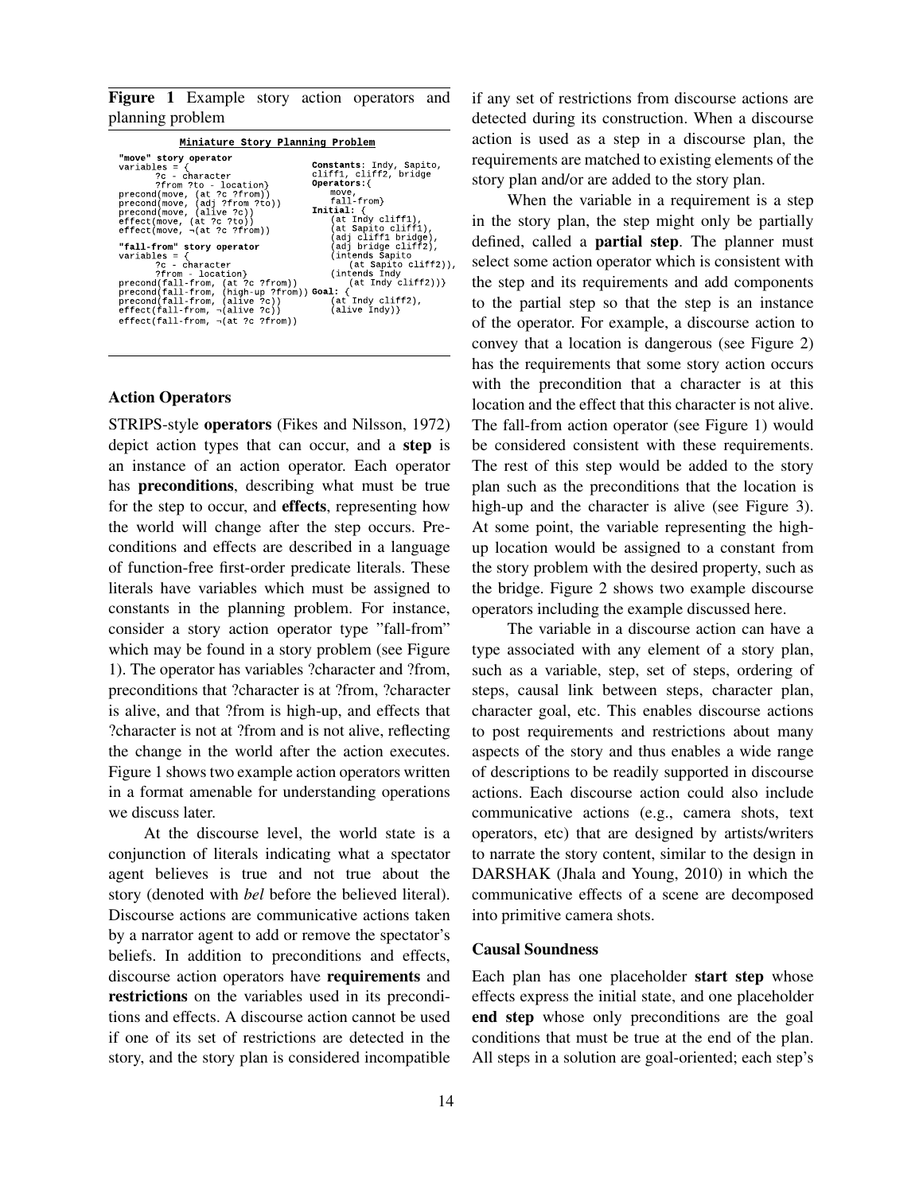**Figure 1** Example story action operators and planning problem

```
Miniature Story Planning Problem

"move" story operator                        Constants: Indy, Sapito,
variables = {                                cliff1, cliff2, bridge
      ?c - character                         Operators:{
      ?from ?to - location}                     move,
precond(move, (at ?c ?from))                    fall-from}
precond(move, (adj ?from ?to))               Initial: {
precond(move, (alive ?c))                       (at Indy cliff1),
effect(move, (at ?c ?to))                       (at Sapito cliff1),
effect(move, ¬(at ?c ?from))                    (adj cliff1 bridge),
                                                (adj bridge cliff2),
"fall-from" story operator                      (intends Sapito
variables = {                                      (at Sapito cliff2)),
      ?c - character                            (intends Indy
      ?from - location}                            (at Indy cliff2))}
precond(fall-from, (at ?c ?from))            Goal: {
precond(fall-from, (high-up ?from))             (at Indy cliff2),
precond(fall-from, (alive ?c))                  (alive Indy)}
effect(fall-from, ¬(alive ?c))
effect(fall-from, ¬(at ?c ?from))
```

### Action Operators

STRIPS-style **operators** (Fikes and Nilsson, 1972) depict action types that can occur, and a **step** is an instance of an action operator. Each operator has **preconditions**, describing what must be true for the step to occur, and **effects**, representing how the world will change after the step occurs. Preconditions and effects are described in a language of function-free first-order predicate literals. These literals have variables which must be assigned to constants in the planning problem. For instance, consider a story action operator type "fall-from" which may be found in a story problem (see Figure 1). The operator has variables ?character and ?from, preconditions that ?character is at ?from, ?character is alive, and that ?from is high-up, and effects that ?character is not at ?from and is not alive, reflecting the change in the world after the action executes. Figure 1 shows two example action operators written in a format amenable for understanding operations we discuss later.

At the discourse level, the world state is a conjunction of literals indicating what a spectator agent believes is true and not true about the story (denoted with *bel* before the believed literal). Discourse actions are communicative actions taken by a narrator agent to add or remove the spectator's beliefs. In addition to preconditions and effects, discourse action operators have **requirements** and **restrictions** on the variables used in its preconditions and effects. A discourse action cannot be used if one of its set of restrictions are detected in the story, and the story plan is considered incompatible if any set of restrictions from discourse actions are detected during its construction. When a discourse action is used as a step in a discourse plan, the requirements are matched to existing elements of the story plan and/or are added to the story plan.

When the variable in a requirement is a step in the story plan, the step might only be partially defined, called a **partial step**. The planner must select some action operator which is consistent with the step and its requirements and add components to the partial step so that the step is an instance of the operator. For example, a discourse action to convey that a location is dangerous (see Figure 2) has the requirements that some story action occurs with the precondition that a character is at this location and the effect that this character is not alive. The fall-from action operator (see Figure 1) would be considered consistent with these requirements. The rest of this step would be added to the story plan such as the preconditions that the location is high-up and the character is alive (see Figure 3). At some point, the variable representing the high-up location would be assigned to a constant from the story problem with the desired property, such as the bridge. Figure 2 shows two example discourse operators including the example discussed here.

The variable in a discourse action can have a type associated with any element of a story plan, such as a variable, step, set of steps, ordering of steps, causal link between steps, character plan, character goal, etc. This enables discourse actions to post requirements and restrictions about many aspects of the story and thus enables a wide range of descriptions to be readily supported in discourse actions. Each discourse action could also include communicative actions (e.g., camera shots, text operators, etc) that are designed by artists/writers to narrate the story content, similar to the design in DARSHAK (Jhala and Young, 2010) in which the communicative effects of a scene are decomposed into primitive camera shots.

### Causal Soundness

Each plan has one placeholder **start step** whose effects express the initial state, and one placeholder **end step** whose only preconditions are the goal conditions that must be true at the end of the plan. All steps in a solution are goal-oriented; each step's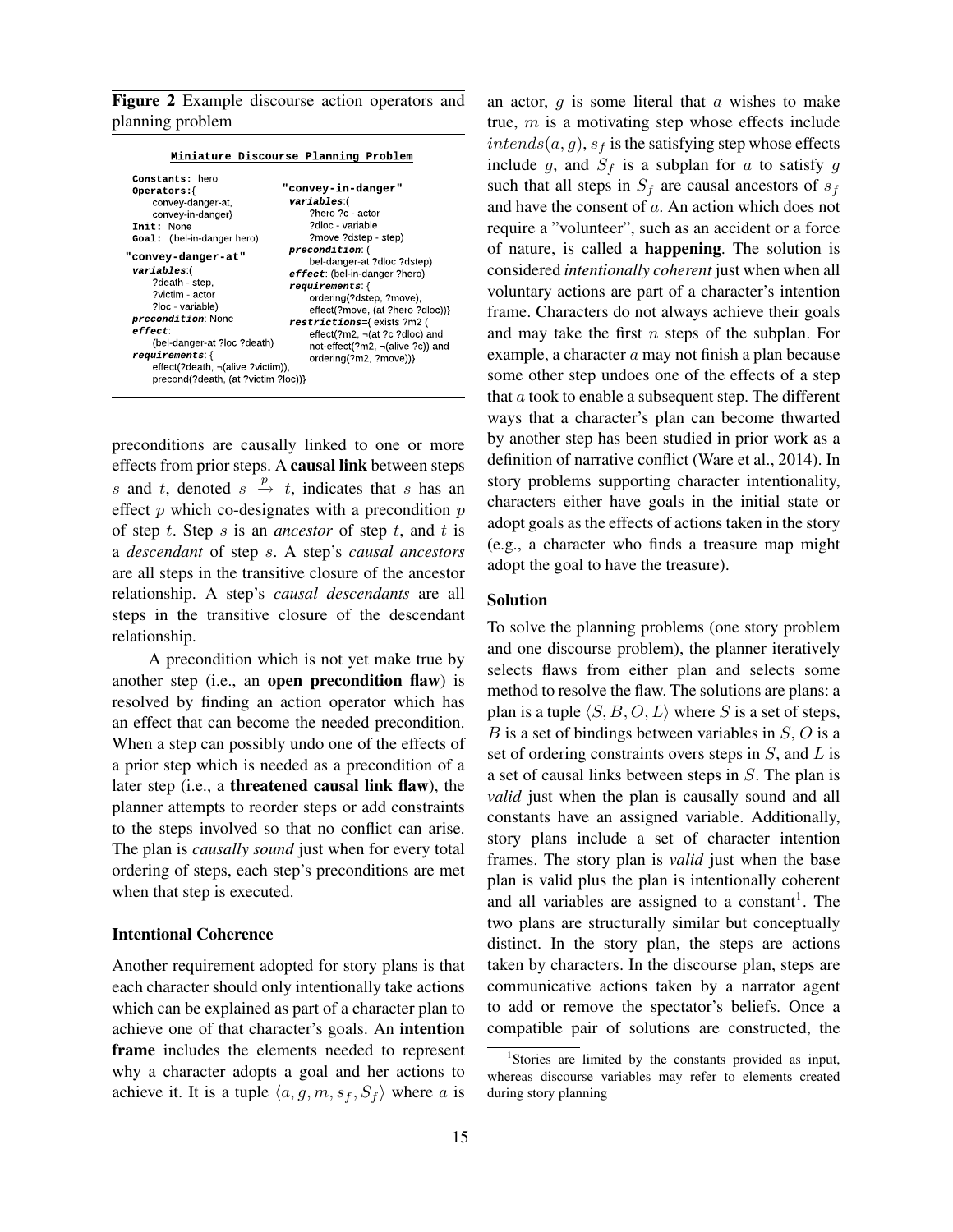**Figure 2** Example discourse action operators and planning problem

```
Miniature Discourse Planning Problem

Constants: hero
Operators:{
    convey-danger-at,
    convey-in-danger}
Init: None
Goal: (bel-in-danger hero)

"convey-danger-at"
variables:(
    ?death - step,
    ?victim - actor
    ?loc - variable)
precondition: None
effect:
    (bel-danger-at ?loc ?death)
requirements: {
    effect(?death, ¬(alive ?victim)),
    precond(?death, (at ?victim ?loc))}

"convey-in-danger"
variables:(
    ?hero ?c - actor
    ?dloc - variable
    ?move ?dstep - step)
precondition: (
    bel-danger-at ?dloc ?dstep)
effect: (bel-in-danger ?hero)
requirements: {
    ordering(?dstep, ?move),
    effect(?move, (at ?hero ?dloc))}
restrictions={ exists ?m2 (
    effect(?m2, ¬(at ?c ?dloc) and
    not-effect(?m2, ¬(alive ?c)) and
    ordering(?m2, ?move))}
```

preconditions are causally linked to one or more effects from prior steps. A **causal link** between steps $s$ and $t$, denoted $s \xrightarrow{p} t$, indicates that $s$ has an effect $p$ which co-designates with a precondition $p$ of step $t$. Step $s$ is an *ancestor* of step $t$, and $t$ is a *descendant* of step $s$. A step's *causal ancestors* are all steps in the transitive closure of the ancestor relationship. A step's *causal descendants* are all steps in the transitive closure of the descendant relationship.

A precondition which is not yet make true by another step (i.e., an **open precondition flaw**) is resolved by finding an action operator which has an effect that can become the needed precondition. When a step can possibly undo one of the effects of a prior step which is needed as a precondition of a later step (i.e., a **threatened causal link flaw**), the planner attempts to reorder steps or add constraints to the steps involved so that no conflict can arise. The plan is *causally sound* just when for every total ordering of steps, each step's preconditions are met when that step is executed.

### Intentional Coherence

Another requirement adopted for story plans is that each character should only intentionally take actions which can be explained as part of a character plan to achieve one of that character's goals. An **intention frame** includes the elements needed to represent why a character adopts a goal and her actions to achieve it. It is a tuple $\langle a, g, m, s_f, S_f \rangle$ where $a$ is an actor, $g$ is some literal that $a$ wishes to make true, $m$ is a motivating step whose effects include $intends(a, g)$, $s_f$ is the satisfying step whose effects include $g$, and $S_f$ is a subplan for $a$ to satisfy $g$ such that all steps in $S_f$ are causal ancestors of $s_f$ and have the consent of $a$. An action which does not require a "volunteer", such as an accident or a force of nature, is called a **happening**. The solution is considered *intentionally coherent* just when when all voluntary actions are part of a character's intention frame. Characters do not always achieve their goals and may take the first $n$ steps of the subplan. For example, a character $a$ may not finish a plan because some other step undoes one of the effects of a step that $a$ took to enable a subsequent step. The different ways that a character's plan can become thwarted by another step has been studied in prior work as a definition of narrative conflict (Ware et al., 2014). In story problems supporting character intentionality, characters either have goals in the initial state or adopt goals as the effects of actions taken in the story (e.g., a character who finds a treasure map might adopt the goal to have the treasure).

### Solution

To solve the planning problems (one story problem and one discourse problem), the planner iteratively selects flaws from either plan and selects some method to resolve the flaw. The solutions are plans: a plan is a tuple $\langle S, B, O, L \rangle$ where $S$ is a set of steps, $B$ is a set of bindings between variables in $S$, $O$ is a set of ordering constraints overs steps in $S$, and $L$ is a set of causal links between steps in $S$. The plan is *valid* just when the plan is causally sound and all constants have an assigned variable. Additionally, story plans include a set of character intention frames. The story plan is *valid* just when the base plan is valid plus the plan is intentionally coherent and all variables are assigned to a constant[1]. The two plans are structurally similar but conceptually distinct. In the story plan, the steps are actions taken by characters. In the discourse plan, steps are communicative actions taken by a narrator agent to add or remove the spectator's beliefs. Once a compatible pair of solutions are constructed, the

[1] Stories are limited by the constants provided as input, whereas discourse variables may refer to elements created during story planning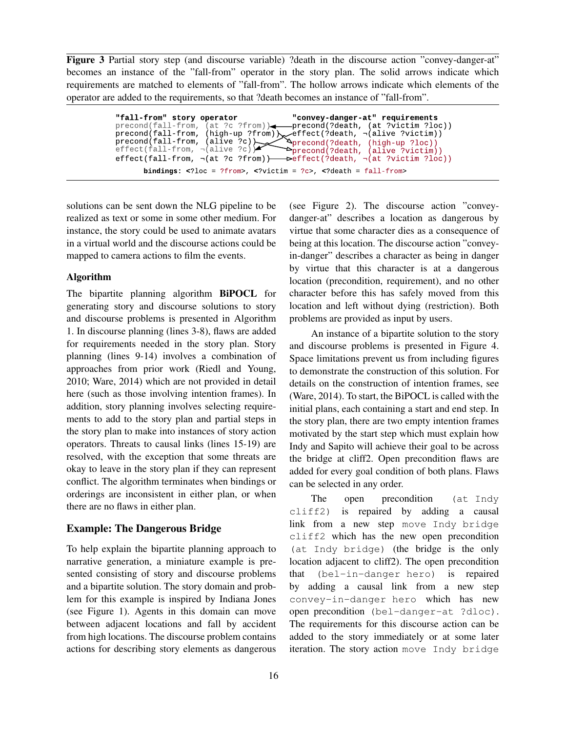**Figure 3** Partial story step (and discourse variable) ?death in the discourse action "convey-danger-at" becomes an instance of the "fall-from" operator in the story plan. The solid arrows indicate which requirements are matched to elements of "fall-from". The hollow arrows indicate which elements of the operator are added to the requirements, so that ?death becomes an instance of "fall-from".

```
"fall-from" story operator                "convey-danger-at" requirements
precond(fall-from, (at ?c ?from))         precond(?death, (at ?victim ?loc))
precond(fall-from, (high-up ?from))       effect(?death, ¬(alive ?victim))
precond(fall-from, (alive ?c))            precond(?death, (high-up ?loc))
effect(fall-from, ¬(alive ?c))            precond(?death, (alive ?victim))
effect(fall-from, ¬(at ?c ?from))         effect(?death, ¬(at ?victim ?loc))

      bindings: <?loc = ?from>, <?victim = ?c>, <?death = fall-from>
```

solutions can be sent down the NLG pipeline to be realized as text or some in some other medium. For instance, the story could be used to animate avatars in a virtual world and the discourse actions could be mapped to camera actions to film the events.

### Algorithm

The bipartite planning algorithm **BiPOCL** for generating story and discourse solutions to story and discourse problems is presented in Algorithm 1. In discourse planning (lines 3-8), flaws are added for requirements needed in the story plan. Story planning (lines 9-14) involves a combination of approaches from prior work (Riedl and Young, 2010; Ware, 2014) which are not provided in detail here (such as those involving intention frames). In addition, story planning involves selecting requirements to add to the story plan and partial steps in the story plan to make into instances of story action operators. Threats to causal links (lines 15-19) are resolved, with the exception that some threats are okay to leave in the story plan if they can represent conflict. The algorithm terminates when bindings or orderings are inconsistent in either plan, or when there are no flaws in either plan.

## Example: The Dangerous Bridge

To help explain the bipartite planning approach to narrative generation, a miniature example is presented consisting of story and discourse problems and a bipartite solution. The story domain and problem for this example is inspired by Indiana Jones (see Figure 1). Agents in this domain can move between adjacent locations and fall by accident from high locations. The discourse problem contains actions for describing story elements as dangerous (see Figure 2). The discourse action "convey-danger-at" describes a location as dangerous by virtue that some character dies as a consequence of being at this location. The discourse action "convey-in-danger" describes a character as being in danger by virtue that this character is at a dangerous location (precondition, requirement), and no other character before this has safely moved from this location and left without dying (restriction). Both problems are provided as input by users.

An instance of a bipartite solution to the story and discourse problems is presented in Figure 4. Space limitations prevent us from including figures to demonstrate the construction of this solution. For details on the construction of intention frames, see (Ware, 2014). To start, the BiPOCL is called with the initial plans, each containing a start and end step. In the story plan, there are two empty intention frames motivated by the start step which must explain how Indy and Sapito will achieve their goal to be across the bridge at cliff2. Open precondition flaws are added for every goal condition of both plans. Flaws can be selected in any order.

The open precondition `(at Indy cliff2)` is repaired by adding a causal link from a new step `move Indy bridge cliff2` which has the new open precondition `(at Indy bridge)` (the bridge is the only location adjacent to cliff2). The open precondition that `(bel-in-danger hero)` is repaired by adding a causal link from a new step `convey-in-danger hero` which has new open precondition `(bel-danger-at ?dloc)`. The requirements for this discourse action can be added to the story immediately or at some later iteration. The story action `move Indy bridge`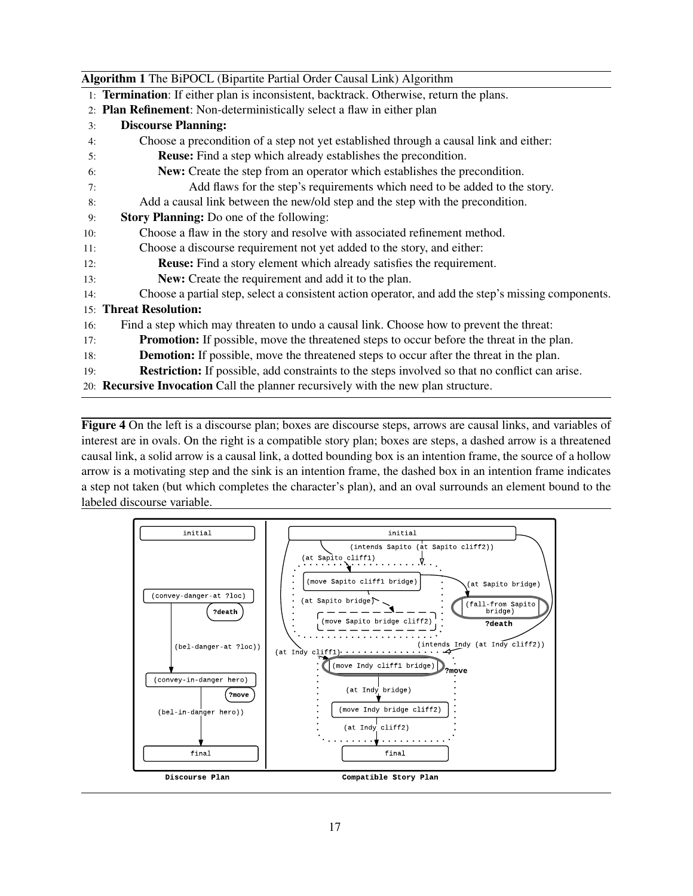**Algorithm 1** The BiPOCL (Bipartite Partial Order Causal Link) Algorithm

1: **Termination**: If either plan is inconsistent, backtrack. Otherwise, return the plans.
2: **Plan Refinement**: Non-deterministically select a flaw in either plan
3: **Discourse Planning:**
4: Choose a precondition of a step not yet established through a causal link and either:
5: **Reuse:** Find a step which already establishes the precondition.
6: **New:** Create the step from an operator which establishes the precondition.
7: Add flaws for the step's requirements which need to be added to the story.
8: Add a causal link between the new/old step and the step with the precondition.
9: **Story Planning:** Do one of the following:
10: Choose a flaw in the story and resolve with associated refinement method.
11: Choose a discourse requirement not yet added to the story, and either:
12: **Reuse:** Find a story element which already satisfies the requirement.
13: **New:** Create the requirement and add it to the plan.
14: Choose a partial step, select a consistent action operator, and add the step's missing components.
15: **Threat Resolution:**
16: Find a step which may threaten to undo a causal link. Choose how to prevent the threat:
17: **Promotion:** If possible, move the threatened steps to occur before the threat in the plan.
18: **Demotion:** If possible, move the threatened steps to occur after the threat in the plan.
19: **Restriction:** If possible, add constraints to the steps involved so that no conflict can arise.
20: **Recursive Invocation** Call the planner recursively with the new plan structure.

**Figure 4** On the left is a discourse plan; boxes are discourse steps, arrows are causal links, and variables of interest are in ovals. On the right is a compatible story plan; boxes are steps, a dashed arrow is a threatened causal link, a solid arrow is a causal link, a dotted bounding box is an intention frame, the source of a hollow arrow is a motivating step and the sink is an intention frame, the dashed box in an intention frame indicates a step not taken (but which completes the character's plan), and an oval surrounds an element bound to the labeled discourse variable.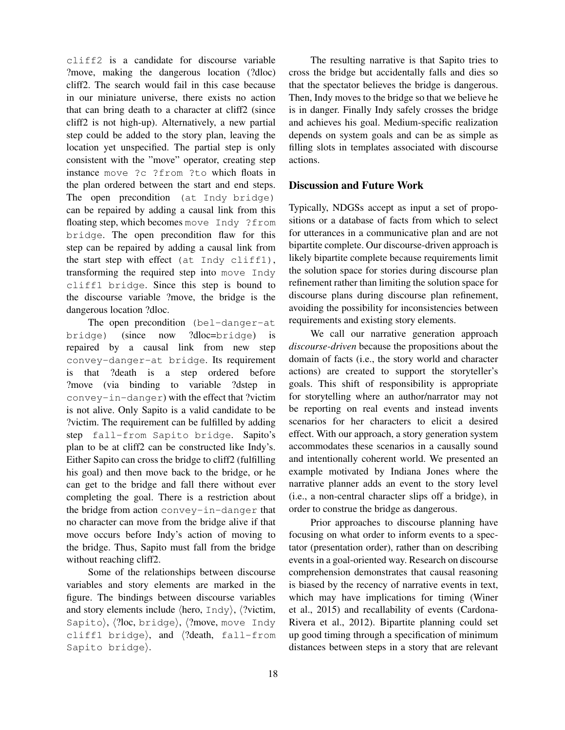cliff2 is a candidate for discourse variable ?move, making the dangerous location (?dloc) cliff2. The search would fail in this case because in our miniature universe, there exists no action that can bring death to a character at cliff2 (since cliff2 is not high-up). Alternatively, a new partial step could be added to the story plan, leaving the location yet unspecified. The partial step is only consistent with the "move" operator, creating step instance `move ?c ?from ?to` which floats in the plan ordered between the start and end steps. The open precondition `(at Indy bridge)` can be repaired by adding a causal link from this floating step, which becomes `move Indy ?from bridge`. The open precondition flaw for this step can be repaired by adding a causal link from the start step with effect `(at Indy cliff1)`, transforming the required step into `move Indy cliff1 bridge`. Since this step is bound to the discourse variable ?move, the bridge is the dangerous location ?dloc.

The open precondition `(bel-danger-at bridge)` (since now ?dloc=`bridge`) is repaired by a causal link from new step `convey-danger-at bridge`. Its requirement is that ?death is a step ordered before ?move (via binding to variable ?dstep in `convey-in-danger`) with the effect that ?victim is not alive. Only Sapito is a valid candidate to be ?victim. The requirement can be fulfilled by adding step `fall-from Sapito bridge`. Sapito's plan to be at cliff2 can be constructed like Indy's. Either Sapito can cross the bridge to cliff2 (fulfilling his goal) and then move back to the bridge, or he can get to the bridge and fall there without ever completing the goal. There is a restriction about the bridge from action `convey-in-danger` that no character can move from the bridge alive if that move occurs before Indy's action of moving to the bridge. Thus, Sapito must fall from the bridge without reaching cliff2.

Some of the relationships between discourse variables and story elements are marked in the figure. The bindings between discourse variables and story elements include ⟨hero, `Indy`⟩, ⟨?victim, `Sapito`⟩, ⟨?loc, `bridge`⟩, ⟨?move, `move Indy cliff1 bridge`⟩, and ⟨?death, `fall-from Sapito bridge`⟩.

The resulting narrative is that Sapito tries to cross the bridge but accidentally falls and dies so that the spectator believes the bridge is dangerous. Then, Indy moves to the bridge so that we believe he is in danger. Finally Indy safely crosses the bridge and achieves his goal. Medium-specific realization depends on system goals and can be as simple as filling slots in templates associated with discourse actions.

## Discussion and Future Work

Typically, NDGSs accept as input a set of propositions or a database of facts from which to select for utterances in a communicative plan and are not bipartite complete. Our discourse-driven approach is likely bipartite complete because requirements limit the solution space for stories during discourse plan refinement rather than limiting the solution space for discourse plans during discourse plan refinement, avoiding the possibility for inconsistencies between requirements and existing story elements.

We call our narrative generation approach *discourse-driven* because the propositions about the domain of facts (i.e., the story world and character actions) are created to support the storyteller's goals. This shift of responsibility is appropriate for storytelling where an author/narrator may not be reporting on real events and instead invents scenarios for her characters to elicit a desired effect. With our approach, a story generation system accommodates these scenarios in a causally sound and intentionally coherent world. We presented an example motivated by Indiana Jones where the narrative planner adds an event to the story level (i.e., a non-central character slips off a bridge), in order to construe the bridge as dangerous.

Prior approaches to discourse planning have focusing on what order to inform events to a spectator (presentation order), rather than on describing events in a goal-oriented way. Research on discourse comprehension demonstrates that causal reasoning is biased by the recency of narrative events in text, which may have implications for timing (Winer et al., 2015) and recallability of events (Cardona-Rivera et al., 2012). Bipartite planning could set up good timing through a specification of minimum distances between steps in a story that are relevant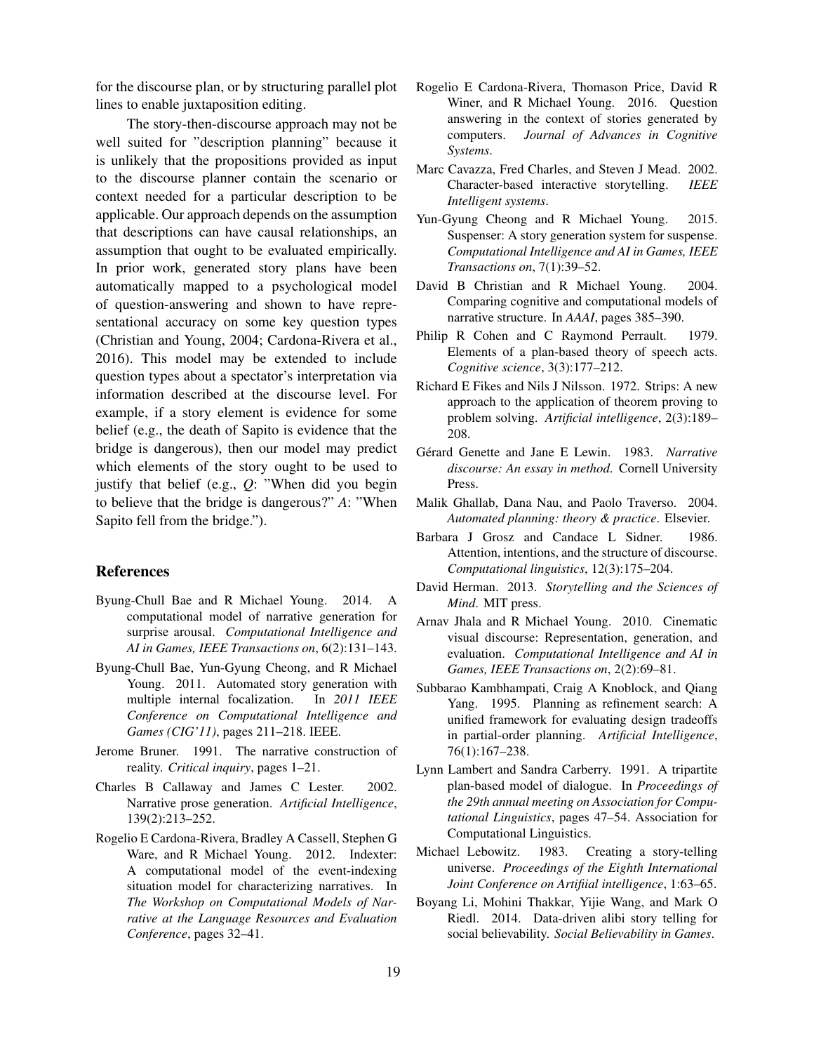for the discourse plan, or by structuring parallel plot lines to enable juxtaposition editing.

The story-then-discourse approach may not be well suited for "description planning" because it is unlikely that the propositions provided as input to the discourse planner contain the scenario or context needed for a particular description to be applicable. Our approach depends on the assumption that descriptions can have causal relationships, an assumption that ought to be evaluated empirically. In prior work, generated story plans have been automatically mapped to a psychological model of question-answering and shown to have representational accuracy on some key question types (Christian and Young, 2004; Cardona-Rivera et al., 2016). This model may be extended to include question types about a spectator's interpretation via information described at the discourse level. For example, if a story element is evidence for some belief (e.g., the death of Sapito is evidence that the bridge is dangerous), then our model may predict which elements of the story ought to be used to justify that belief (e.g., *Q*: "When did you begin to believe that the bridge is dangerous?" *A*: "When Sapito fell from the bridge.").

## References

Byung-Chull Bae and R Michael Young. 2014. A computational model of narrative generation for surprise arousal. *Computational Intelligence and AI in Games, IEEE Transactions on*, 6(2):131–143.

Byung-Chull Bae, Yun-Gyung Cheong, and R Michael Young. 2011. Automated story generation with multiple internal focalization. In *2011 IEEE Conference on Computational Intelligence and Games (CIG'11)*, pages 211–218. IEEE.

Jerome Bruner. 1991. The narrative construction of reality. *Critical inquiry*, pages 1–21.

Charles B Callaway and James C Lester. 2002. Narrative prose generation. *Artificial Intelligence*, 139(2):213–252.

Rogelio E Cardona-Rivera, Bradley A Cassell, Stephen G Ware, and R Michael Young. 2012. Indexter: A computational model of the event-indexing situation model for characterizing narratives. In *The Workshop on Computational Models of Narrative at the Language Resources and Evaluation Conference*, pages 32–41.

Rogelio E Cardona-Rivera, Thomason Price, David R Winer, and R Michael Young. 2016. Question answering in the context of stories generated by computers. *Journal of Advances in Cognitive Systems*.

Marc Cavazza, Fred Charles, and Steven J Mead. 2002. Character-based interactive storytelling. *IEEE Intelligent systems*.

Yun-Gyung Cheong and R Michael Young. 2015. Suspenser: A story generation system for suspense. *Computational Intelligence and AI in Games, IEEE Transactions on*, 7(1):39–52.

David B Christian and R Michael Young. 2004. Comparing cognitive and computational models of narrative structure. In *AAAI*, pages 385–390.

Philip R Cohen and C Raymond Perrault. 1979. Elements of a plan-based theory of speech acts. *Cognitive science*, 3(3):177–212.

Richard E Fikes and Nils J Nilsson. 1972. Strips: A new approach to the application of theorem proving to problem solving. *Artificial intelligence*, 2(3):189–208.

Gérard Genette and Jane E Lewin. 1983. *Narrative discourse: An essay in method*. Cornell University Press.

Malik Ghallab, Dana Nau, and Paolo Traverso. 2004. *Automated planning: theory & practice*. Elsevier.

Barbara J Grosz and Candace L Sidner. 1986. Attention, intentions, and the structure of discourse. *Computational linguistics*, 12(3):175–204.

David Herman. 2013. *Storytelling and the Sciences of Mind*. MIT press.

Arnav Jhala and R Michael Young. 2010. Cinematic visual discourse: Representation, generation, and evaluation. *Computational Intelligence and AI in Games, IEEE Transactions on*, 2(2):69–81.

Subbarao Kambhampati, Craig A Knoblock, and Qiang Yang. 1995. Planning as refinement search: A unified framework for evaluating design tradeoffs in partial-order planning. *Artificial Intelligence*, 76(1):167–238.

Lynn Lambert and Sandra Carberry. 1991. A tripartite plan-based model of dialogue. In *Proceedings of the 29th annual meeting on Association for Computational Linguistics*, pages 47–54. Association for Computational Linguistics.

Michael Lebowitz. 1983. Creating a story-telling universe. *Proceedings of the Eighth International Joint Conference on Artifiial intelligence*, 1:63–65.

Boyang Li, Mohini Thakkar, Yijie Wang, and Mark O Riedl. 2014. Data-driven alibi story telling for social believability. *Social Believability in Games*.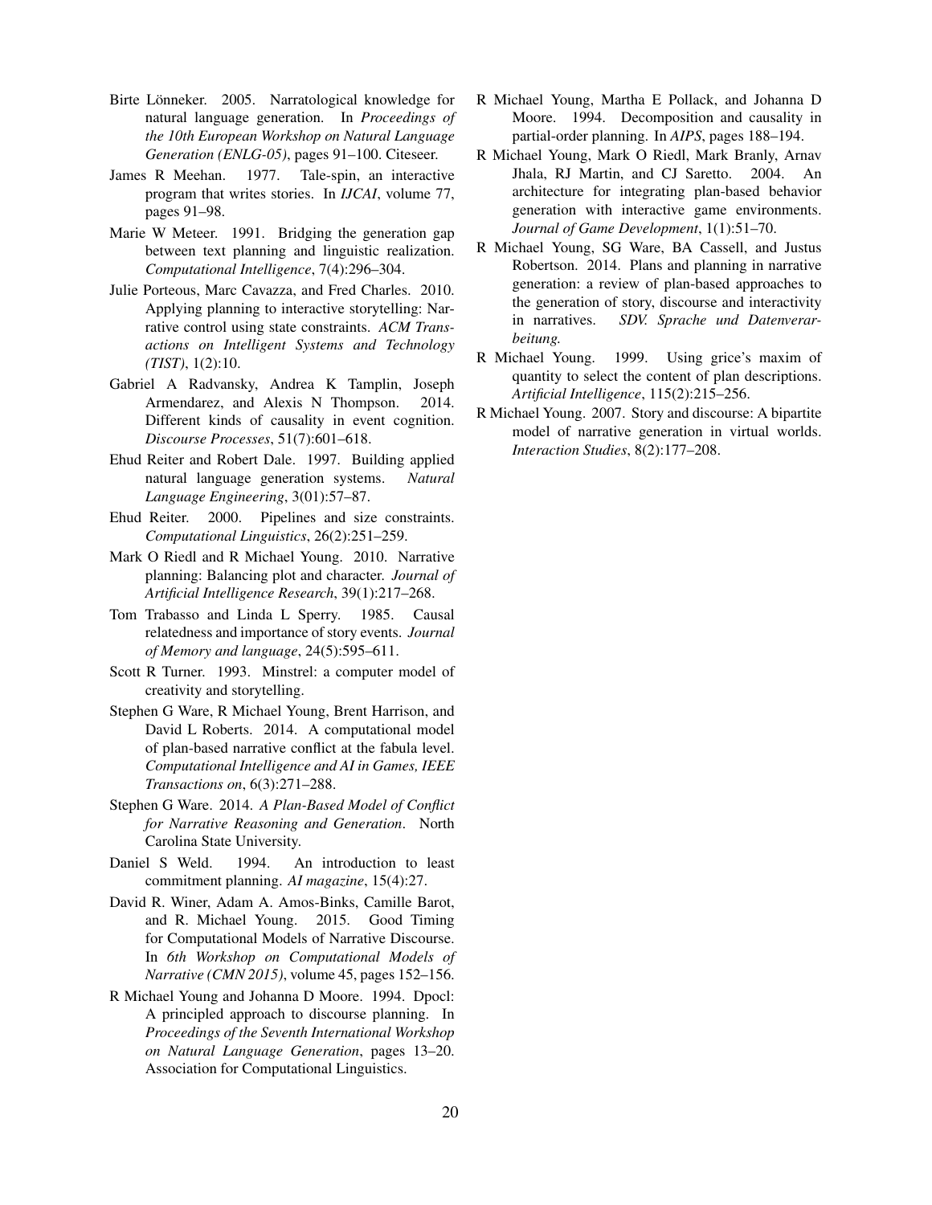Birte Lönneker. 2005. Narratological knowledge for natural language generation. In *Proceedings of the 10th European Workshop on Natural Language Generation (ENLG-05)*, pages 91–100. Citeseer.

James R Meehan. 1977. Tale-spin, an interactive program that writes stories. In *IJCAI*, volume 77, pages 91–98.

Marie W Meteer. 1991. Bridging the generation gap between text planning and linguistic realization. *Computational Intelligence*, 7(4):296–304.

Julie Porteous, Marc Cavazza, and Fred Charles. 2010. Applying planning to interactive storytelling: Narrative control using state constraints. *ACM Transactions on Intelligent Systems and Technology (TIST)*, 1(2):10.

Gabriel A Radvansky, Andrea K Tamplin, Joseph Armendarez, and Alexis N Thompson. 2014. Different kinds of causality in event cognition. *Discourse Processes*, 51(7):601–618.

Ehud Reiter and Robert Dale. 1997. Building applied natural language generation systems. *Natural Language Engineering*, 3(01):57–87.

Ehud Reiter. 2000. Pipelines and size constraints. *Computational Linguistics*, 26(2):251–259.

Mark O Riedl and R Michael Young. 2010. Narrative planning: Balancing plot and character. *Journal of Artificial Intelligence Research*, 39(1):217–268.

Tom Trabasso and Linda L Sperry. 1985. Causal relatedness and importance of story events. *Journal of Memory and language*, 24(5):595–611.

Scott R Turner. 1993. Minstrel: a computer model of creativity and storytelling.

Stephen G Ware, R Michael Young, Brent Harrison, and David L Roberts. 2014. A computational model of plan-based narrative conflict at the fabula level. *Computational Intelligence and AI in Games, IEEE Transactions on*, 6(3):271–288.

Stephen G Ware. 2014. *A Plan-Based Model of Conflict for Narrative Reasoning and Generation*. North Carolina State University.

Daniel S Weld. 1994. An introduction to least commitment planning. *AI magazine*, 15(4):27.

David R. Winer, Adam A. Amos-Binks, Camille Barot, and R. Michael Young. 2015. Good Timing for Computational Models of Narrative Discourse. In *6th Workshop on Computational Models of Narrative (CMN 2015)*, volume 45, pages 152–156.

R Michael Young and Johanna D Moore. 1994. Dpocl: A principled approach to discourse planning. In *Proceedings of the Seventh International Workshop on Natural Language Generation*, pages 13–20. Association for Computational Linguistics.

R Michael Young, Martha E Pollack, and Johanna D Moore. 1994. Decomposition and causality in partial-order planning. In *AIPS*, pages 188–194.

R Michael Young, Mark O Riedl, Mark Branly, Arnav Jhala, RJ Martin, and CJ Saretto. 2004. An architecture for integrating plan-based behavior generation with interactive game environments. *Journal of Game Development*, 1(1):51–70.

R Michael Young, SG Ware, BA Cassell, and Justus Robertson. 2014. Plans and planning in narrative generation: a review of plan-based approaches to the generation of story, discourse and interactivity in narratives. *SDV. Sprache und Datenverarbeitung.*

R Michael Young. 1999. Using grice's maxim of quantity to select the content of plan descriptions. *Artificial Intelligence*, 115(2):215–256.

R Michael Young. 2007. Story and discourse: A bipartite model of narrative generation in virtual worlds. *Interaction Studies*, 8(2):177–208.